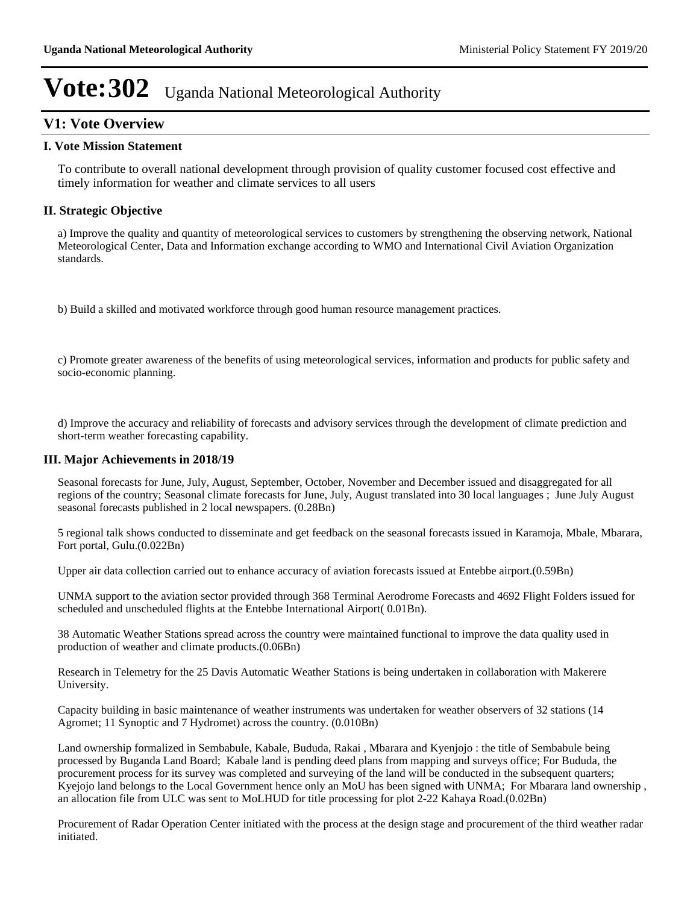# Vote:302 Uganda National Meteorological Authority

## V1: Vote Overview

### I. Vote Mission Statement

To contribute to overall national development through provision of quality customer focused cost effective and timely information for weather and climate services to all users

### II. Strategic Objective

a) Improve the quality and quantity of meteorological services to customers by strengthening the observing network, National Meteorological Center, Data and Information exchange according to WMO and International Civil Aviation Organization standards.

b) Build a skilled and motivated workforce through good human resource management practices.

c) Promote greater awareness of the benefits of using meteorological services, information and products for public safety and socio-economic planning.

d) Improve the accuracy and reliability of forecasts and advisory services through the development of climate prediction and short-term weather forecasting capability.

### III. Major Achievements in 2018/19

Seasonal forecasts for June, July, August, September, October, November and December issued and disaggregated for all regions of the country; Seasonal climate forecasts for June, July, August translated into 30 local languages ; June July August seasonal forecasts published in 2 local newspapers. (0.28Bn)

5 regional talk shows conducted to disseminate and get feedback on the seasonal forecasts issued in Karamoja, Mbale, Mbarara, Fort portal, Gulu.(0.022Bn)

Upper air data collection carried out to enhance accuracy of aviation forecasts issued at Entebbe airport.(0.59Bn)

UNMA support to the aviation sector provided through 368 Terminal Aerodrome Forecasts and 4692 Flight Folders issued for scheduled and unscheduled flights at the Entebbe International Airport( 0.01Bn).

38 Automatic Weather Stations spread across the country were maintained functional to improve the data quality used in production of weather and climate products.(0.06Bn)

Research in Telemetry for the 25 Davis Automatic Weather Stations is being undertaken in collaboration with Makerere University.

Capacity building in basic maintenance of weather instruments was undertaken for weather observers of 32 stations (14 Agromet; 11 Synoptic and 7 Hydromet) across the country. (0.010Bn)

Land ownership formalized in Sembabule, Kabale, Bududa, Rakai , Mbarara and Kyenjojo : the title of Sembabule being processed by Buganda Land Board; Kabale land is pending deed plans from mapping and surveys office; For Bududa, the procurement process for its survey was completed and surveying of the land will be conducted in the subsequent quarters; Kyejojo land belongs to the Local Government hence only an MoU has been signed with UNMA; For Mbarara land ownership , an allocation file from ULC was sent to MoLHUD for title processing for plot 2-22 Kahaya Road.(0.02Bn)

Procurement of Radar Operation Center initiated with the process at the design stage and procurement of the third weather radar initiated.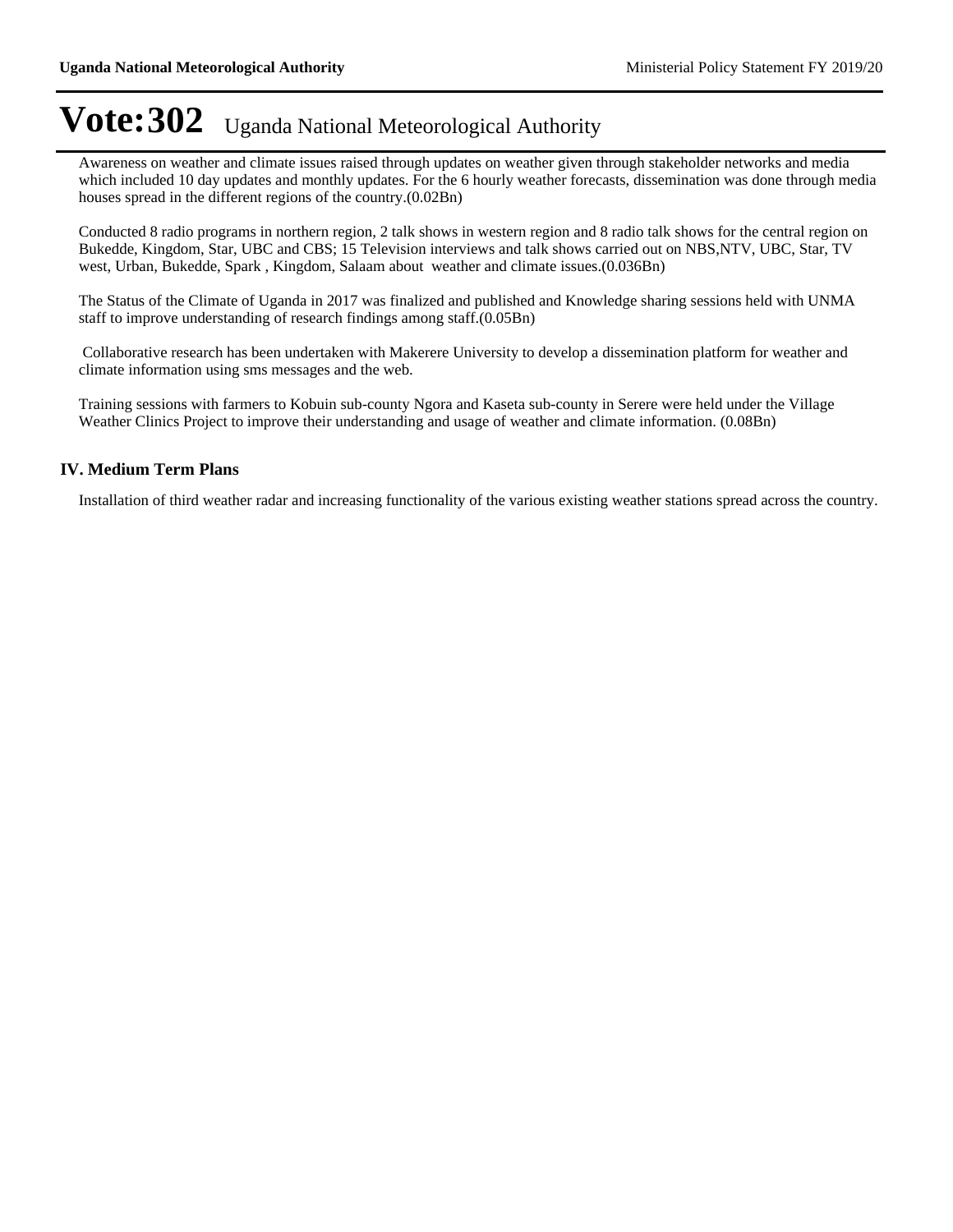# Vote:302 Uganda National Meteorological Authority

Awareness on weather and climate issues raised through updates on weather given through stakeholder networks and media which included 10 day updates and monthly updates. For the 6 hourly weather forecasts, dissemination was done through media houses spread in the different regions of the country.(0.02Bn)

Conducted 8 radio programs in northern region, 2 talk shows in western region and 8 radio talk shows for the central region on Bukedde, Kingdom, Star, UBC and CBS; 15 Television interviews and talk shows carried out on NBS,NTV, UBC, Star, TV west, Urban, Bukedde, Spark , Kingdom, Salaam about weather and climate issues.(0.036Bn)

The Status of the Climate of Uganda in 2017 was finalized and published and Knowledge sharing sessions held with UNMA staff to improve understanding of research findings among staff.(0.05Bn)

Collaborative research has been undertaken with Makerere University to develop a dissemination platform for weather and climate information using sms messages and the web.

Training sessions with farmers to Kobuin sub-county Ngora and Kaseta sub-county in Serere were held under the Village Weather Clinics Project to improve their understanding and usage of weather and climate information. (0.08Bn)

## IV. Medium Term Plans

Installation of third weather radar and increasing functionality of the various existing weather stations spread across the country.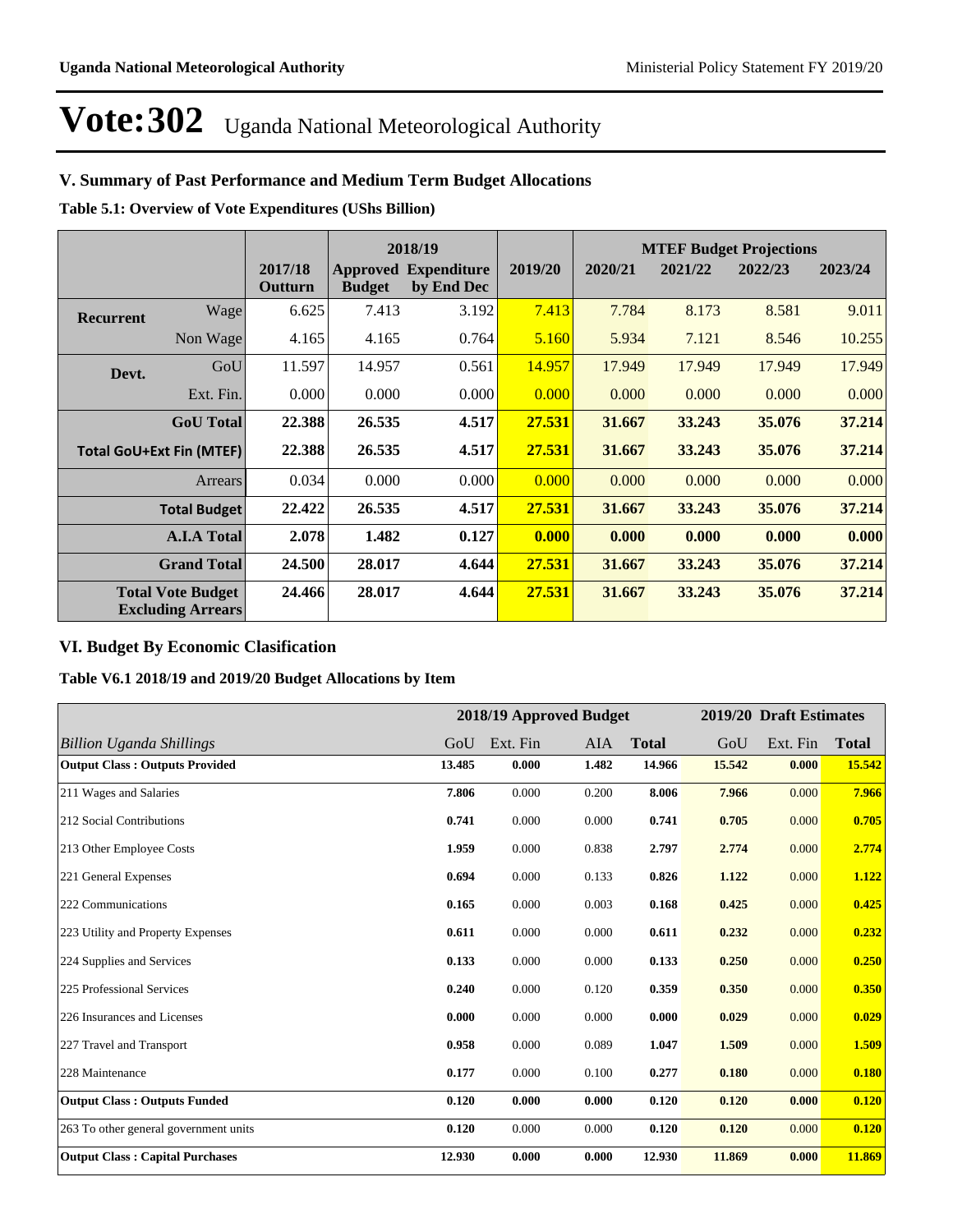# Vote:302 Uganda National Meteorological Authority

## V. Summary of Past Performance and Medium Term Budget Allocations

**Table 5.1: Overview of Vote Expenditures (UShs Billion)**

| | | 2017/18 Outturn | 2018/19 Approved Budget | 2018/19 Expenditure by End Dec | 2019/20 | MTEF Budget Projections 2020/21 | 2021/22 | 2022/23 | 2023/24 |
|---|---|---|---|---|---|---|---|---|---|
| **Recurrent** | Wage | 6.625 | 7.413 | 3.192 | 7.413 | 7.784 | 8.173 | 8.581 | 9.011 |
| | Non Wage | 4.165 | 4.165 | 0.764 | 5.160 | 5.934 | 7.121 | 8.546 | 10.255 |
| **Devt.** | GoU | 11.597 | 14.957 | 0.561 | 14.957 | 17.949 | 17.949 | 17.949 | 17.949 |
| | Ext. Fin. | 0.000 | 0.000 | 0.000 | 0.000 | 0.000 | 0.000 | 0.000 | 0.000 |
| | **GoU Total** | **22.388** | **26.535** | **4.517** | **27.531** | **31.667** | **33.243** | **35.076** | **37.214** |
| | **Total GoU+Ext Fin (MTEF)** | **22.388** | **26.535** | **4.517** | **27.531** | **31.667** | **33.243** | **35.076** | **37.214** |
| | Arrears | 0.034 | 0.000 | 0.000 | 0.000 | 0.000 | 0.000 | 0.000 | 0.000 |
| | **Total Budget** | **22.422** | **26.535** | **4.517** | **27.531** | **31.667** | **33.243** | **35.076** | **37.214** |
| | **A.I.A Total** | **2.078** | **1.482** | **0.127** | **0.000** | **0.000** | **0.000** | **0.000** | **0.000** |
| | **Grand Total** | **24.500** | **28.017** | **4.644** | **27.531** | **31.667** | **33.243** | **35.076** | **37.214** |
| | **Total Vote Budget Excluding Arrears** | **24.466** | **28.017** | **4.644** | **27.531** | **31.667** | **33.243** | **35.076** | **37.214** |

## VI. Budget By Economic Clasification

**Table V6.1 2018/19 and 2019/20 Budget Allocations by Item**

| | 2018/19 Approved Budget | | | | 2019/20 Draft Estimates | | |
|---|---|---|---|---|---|---|---|
| *Billion Uganda Shillings* | GoU | Ext. Fin | AIA | **Total** | GoU | Ext. Fin | **Total** |
| **Output Class : Outputs Provided** | **13.485** | **0.000** | **1.482** | **14.966** | **15.542** | **0.000** | **15.542** |
| 211 Wages and Salaries | **7.806** | 0.000 | 0.200 | **8.006** | **7.966** | 0.000 | **7.966** |
| 212 Social Contributions | **0.741** | 0.000 | 0.000 | **0.741** | **0.705** | 0.000 | **0.705** |
| 213 Other Employee Costs | **1.959** | 0.000 | 0.838 | **2.797** | **2.774** | 0.000 | **2.774** |
| 221 General Expenses | **0.694** | 0.000 | 0.133 | **0.826** | **1.122** | 0.000 | **1.122** |
| 222 Communications | **0.165** | 0.000 | 0.003 | **0.168** | **0.425** | 0.000 | **0.425** |
| 223 Utility and Property Expenses | **0.611** | 0.000 | 0.000 | **0.611** | **0.232** | 0.000 | **0.232** |
| 224 Supplies and Services | **0.133** | 0.000 | 0.000 | **0.133** | **0.250** | 0.000 | **0.250** |
| 225 Professional Services | **0.240** | 0.000 | 0.120 | **0.359** | **0.350** | 0.000 | **0.350** |
| 226 Insurances and Licenses | **0.000** | 0.000 | 0.000 | **0.000** | **0.029** | 0.000 | **0.029** |
| 227 Travel and Transport | **0.958** | 0.000 | 0.089 | **1.047** | **1.509** | 0.000 | **1.509** |
| 228 Maintenance | **0.177** | 0.000 | 0.100 | **0.277** | **0.180** | 0.000 | **0.180** |
| **Output Class : Outputs Funded** | **0.120** | **0.000** | **0.000** | **0.120** | **0.120** | **0.000** | **0.120** |
| 263 To other general government units | **0.120** | 0.000 | 0.000 | **0.120** | **0.120** | 0.000 | **0.120** |
| **Output Class : Capital Purchases** | **12.930** | **0.000** | **0.000** | **12.930** | **11.869** | **0.000** | **11.869** |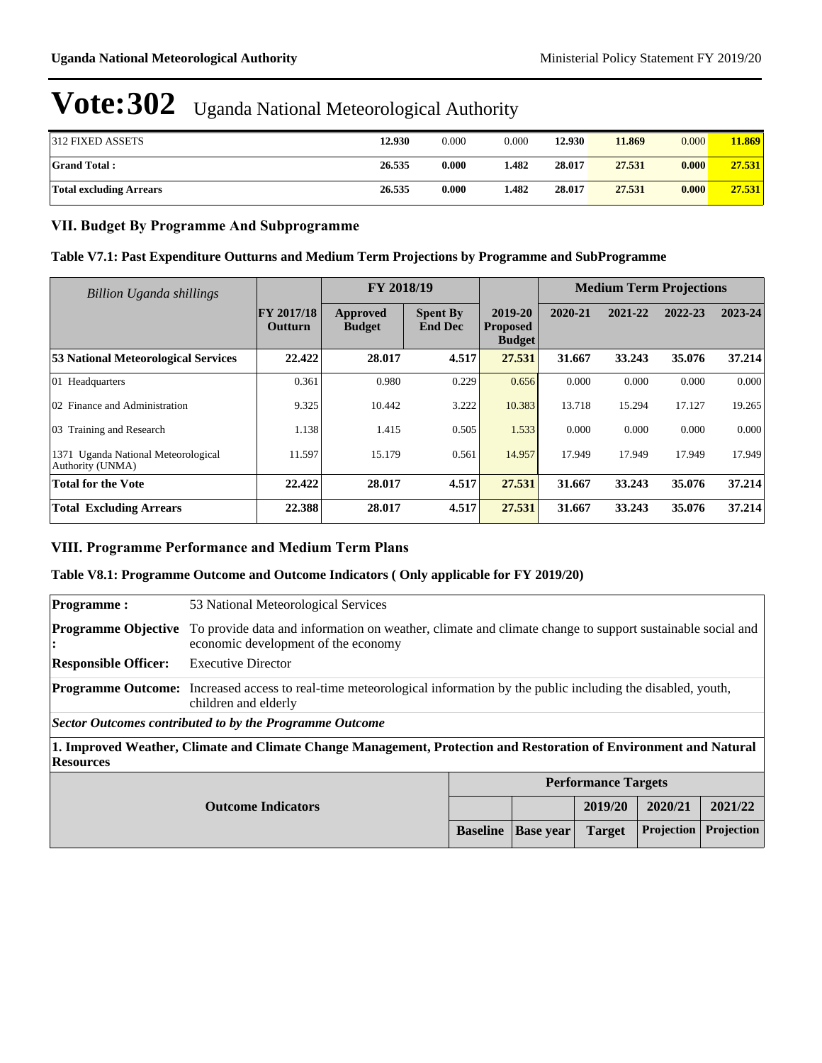# Vote:302 Uganda National Meteorological Authority

| | | | | | | | |
|---|---|---|---|---|---|---|---|
| 312 FIXED ASSETS | **12.930** | 0.000 | 0.000 | **12.930** | **11.869** | 0.000 | **11.869** |
| **Grand Total :** | **26.535** | **0.000** | **1.482** | **28.017** | **27.531** | **0.000** | **27.531** |
| **Total excluding Arrears** | **26.535** | **0.000** | **1.482** | **28.017** | **27.531** | **0.000** | **27.531** |

## VII. Budget By Programme And Subprogramme

### Table V7.1: Past Expenditure Outturns and Medium Term Projections by Programme and SubProgramme

| *Billion Uganda shillings* | | FY 2018/19 | | | Medium Term Projections | | | |
|---|---|---|---|---|---|---|---|---|
| | FY 2017/18 Outturn | Approved Budget | Spent By End Dec | 2019-20 Proposed Budget | 2020-21 | 2021-22 | 2022-23 | 2023-24 |
| **53 National Meteorological Services** | **22.422** | **28.017** | **4.517** | **27.531** | **31.667** | **33.243** | **35.076** | **37.214** |
| 01 Headquarters | 0.361 | 0.980 | 0.229 | 0.656 | 0.000 | 0.000 | 0.000 | 0.000 |
| 02 Finance and Administration | 9.325 | 10.442 | 3.222 | 10.383 | 13.718 | 15.294 | 17.127 | 19.265 |
| 03 Training and Research | 1.138 | 1.415 | 0.505 | 1.533 | 0.000 | 0.000 | 0.000 | 0.000 |
| 1371 Uganda National Meteorological Authority (UNMA) | 11.597 | 15.179 | 0.561 | 14.957 | 17.949 | 17.949 | 17.949 | 17.949 |
| **Total for the Vote** | **22.422** | **28.017** | **4.517** | **27.531** | **31.667** | **33.243** | **35.076** | **37.214** |
| **Total Excluding Arrears** | **22.388** | **28.017** | **4.517** | **27.531** | **31.667** | **33.243** | **35.076** | **37.214** |

## VIII. Programme Performance and Medium Term Plans

### Table V8.1: Programme Outcome and Outcome Indicators ( Only applicable for FY 2019/20)

| | |
|---|---|
| **Programme :** | 53 National Meteorological Services |
| **Programme Objective :** | To provide data and information on weather, climate and climate change to support sustainable social and economic development of the economy |
| **Responsible Officer:** | Executive Director |
| **Programme Outcome:** | Increased access to real-time meteorological information by the public including the disabled, youth, children and elderly |

***Sector Outcomes contributed to by the Programme Outcome***

**1. Improved Weather, Climate and Climate Change Management, Protection and Restoration of Environment and Natural Resources**

| Outcome Indicators | Performance Targets | | | | |
|---|---|---|---|---|---|
| | | | 2019/20 | 2020/21 | 2021/22 |
| | Baseline | Base year | Target | Projection | Projection |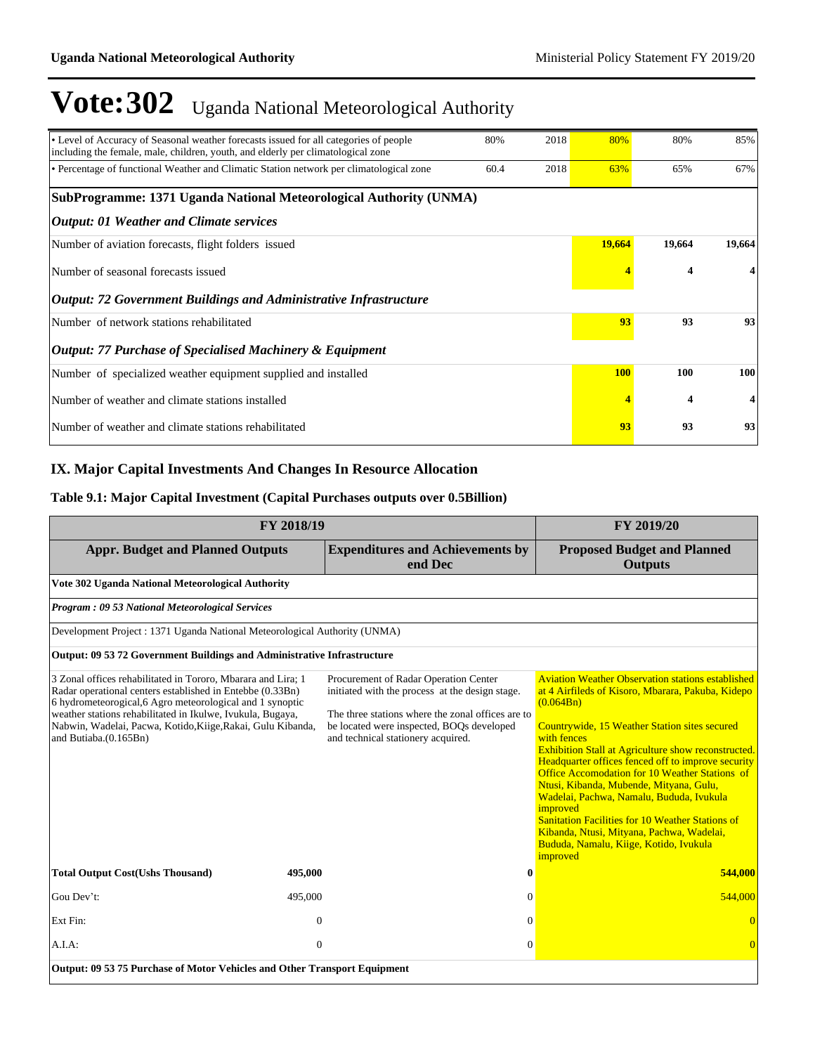# Vote:302 Uganda National Meteorological Authority

| | | | | | |
|---|---|---|---|---|---|
| • Level of Accuracy of Seasonal weather forecasts issued for all categories of people including the female, male, children, youth, and elderly per climatological zone | 80% | 2018 | 80% | 80% | 85% |
| • Percentage of functional Weather and Climatic Station network per climatological zone | 60.4 | 2018 | 63% | 65% | 67% |
| **SubProgramme: 1371 Uganda National Meteorological Authority (UNMA)** | | | | | |
| ***Output: 01 Weather and Climate services*** | | | | | |
| Number of aviation forecasts, flight folders issued | | | **19,664** | **19,664** | **19,664** |
| Number of seasonal forecasts issued | | | **4** | **4** | **4** |
| ***Output: 72 Government Buildings and Administrative Infrastructure*** | | | | | |
| Number of network stations rehabilitated | | | **93** | **93** | **93** |
| ***Output: 77 Purchase of Specialised Machinery & Equipment*** | | | | | |
| Number of specialized weather equipment supplied and installed | | | **100** | **100** | **100** |
| Number of weather and climate stations installed | | | **4** | **4** | **4** |
| Number of weather and climate stations rehabilitated | | | **93** | **93** | **93** |

## IX. Major Capital Investments And Changes In Resource Allocation

### Table 9.1: Major Capital Investment (Capital Purchases outputs over 0.5Billion)

| FY 2018/19 | | | FY 2019/20 |
|---|---|---|---|
| **Appr. Budget and Planned Outputs** | | **Expenditures and Achievements by end Dec** | **Proposed Budget and Planned Outputs** |
| **Vote 302 Uganda National Meteorological Authority** | | | |
| ***Program : 09 53 National Meteorological Services*** | | | |
| Development Project : 1371 Uganda National Meteorological Authority (UNMA) | | | |
| **Output: 09 53 72 Government Buildings and Administrative Infrastructure** | | | |
| 3 Zonal offices rehabilitated in Tororo, Mbarara and Lira; 1 Radar operational centers established in Entebbe (0.33Bn)<br>6 hydrometeorological,6 Agro meteorological and 1 synoptic weather stations rehabilitated in Ikulwe, Ivukula, Bugaya, Nabwin, Wadelai, Pacwa, Kotido,Kiige,Rakai, Gulu Kibanda, and Butiaba.(0.165Bn) | | Procurement of Radar Operation Center initiated with the process at the design stage.<br><br>The three stations where the zonal offices are to be located were inspected, BOQs developed and technical stationery acquired. | Aviation Weather Observation stations established at 4 Airfileds of Kisoro, Mbarara, Pakuba, Kidepo (0.064Bn)<br><br>Countrywide, 15 Weather Station sites secured with fences<br>Exhibition Stall at Agriculture show reconstructed.<br>Headquarter offices fenced off to improve security<br>Office Accomodation for 10 Weather Stations of Ntusi, Kibanda, Mubende, Mityana, Gulu, Wadelai, Pachwa, Namalu, Bududa, Ivukula improved<br>Sanitation Facilities for 10 Weather Stations of Kibanda, Ntusi, Mityana, Pachwa, Wadelai, Bududa, Namalu, Kiige, Kotido, Ivukula improved |
| **Total Output Cost(Ushs Thousand)** | **495,000** | **0** | **544,000** |
| Gou Dev't: | 495,000 | 0 | 544,000 |
| Ext Fin: | 0 | 0 | 0 |
| A.I.A: | 0 | 0 | 0 |
| **Output: 09 53 75 Purchase of Motor Vehicles and Other Transport Equipment** | | | |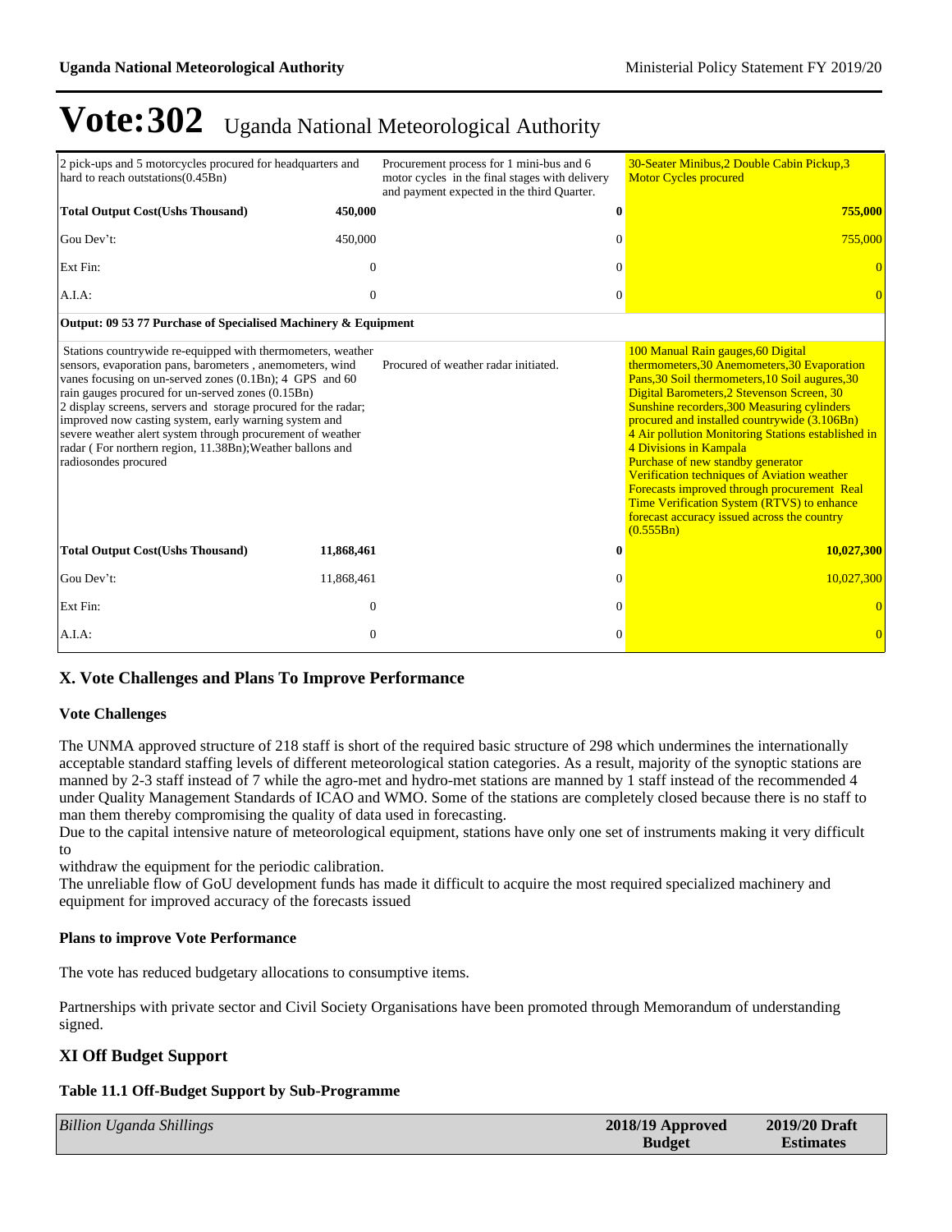# Vote:302 Uganda National Meteorological Authority

| | | | |
|---|---|---|---|
| 2 pick-ups and 5 motorcycles procured for headquarters and hard to reach outstations(0.45Bn) | | Procurement process for 1 mini-bus and 6 motor cycles in the final stages with delivery and payment expected in the third Quarter. | 30-Seater Minibus,2 Double Cabin Pickup,3 Motor Cycles procured |
| **Total Output Cost(Ushs Thousand)** | **450,000** | **0** | **755,000** |
| Gou Dev't: | 450,000 | 0 | 755,000 |
| Ext Fin: | 0 | 0 | 0 |
| A.I.A: | 0 | 0 | 0 |
| **Output: 09 53 77 Purchase of Specialised Machinery & Equipment** | | | |
| Stations countrywide re-equipped with thermometers, weather sensors, evaporation pans, barometers , anemometers, wind vanes focusing on un-served zones (0.1Bn); 4 GPS and 60 rain gauges procured for un-served zones (0.15Bn)<br>2 display screens, servers and storage procured for the radar; improved now casting system, early warning system and severe weather alert system through procurement of weather radar ( For northern region, 11.38Bn);Weather ballons and radiosondes procured | | Procured of weather radar initiated. | 100 Manual Rain gauges,60 Digital thermometers,30 Anemometers,30 Evaporation Pans,30 Soil thermometers,10 Soil augures,30 Digital Barometers,2 Stevenson Screen, 30 Sunshine recorders,300 Measuring cylinders procured and installed countrywide (3.106Bn)<br>4 Air pollution Monitoring Stations established in 4 Divisions in Kampala<br>Purchase of new standby generator<br>Verification techniques of Aviation weather Forecasts improved through procurement Real Time Verification System (RTVS) to enhance forecast accuracy issued across the country (0.555Bn) |
| **Total Output Cost(Ushs Thousand)** | **11,868,461** | **0** | **10,027,300** |
| Gou Dev't: | 11,868,461 | 0 | 10,027,300 |
| Ext Fin: | 0 | 0 | 0 |
| A.I.A: | 0 | 0 | 0 |

## X. Vote Challenges and Plans To Improve Performance

### Vote Challenges

The UNMA approved structure of 218 staff is short of the required basic structure of 298 which undermines the internationally acceptable standard staffing levels of different meteorological station categories. As a result, majority of the synoptic stations are manned by 2-3 staff instead of 7 while the agro-met and hydro-met stations are manned by 1 staff instead of the recommended 4 under Quality Management Standards of ICAO and WMO. Some of the stations are completely closed because there is no staff to man them thereby compromising the quality of data used in forecasting.
Due to the capital intensive nature of meteorological equipment, stations have only one set of instruments making it very difficult to
withdraw the equipment for the periodic calibration.
The unreliable flow of GoU development funds has made it difficult to acquire the most required specialized machinery and equipment for improved accuracy of the forecasts issued

### Plans to improve Vote Performance

The vote has reduced budgetary allocations to consumptive items.

Partnerships with private sector and Civil Society Organisations have been promoted through Memorandum of understanding signed.

## XI Off Budget Support

### Table 11.1 Off-Budget Support by Sub-Programme

| *Billion Uganda Shillings* | 2018/19 Approved Budget | 2019/20 Draft Estimates |
|---|---|---|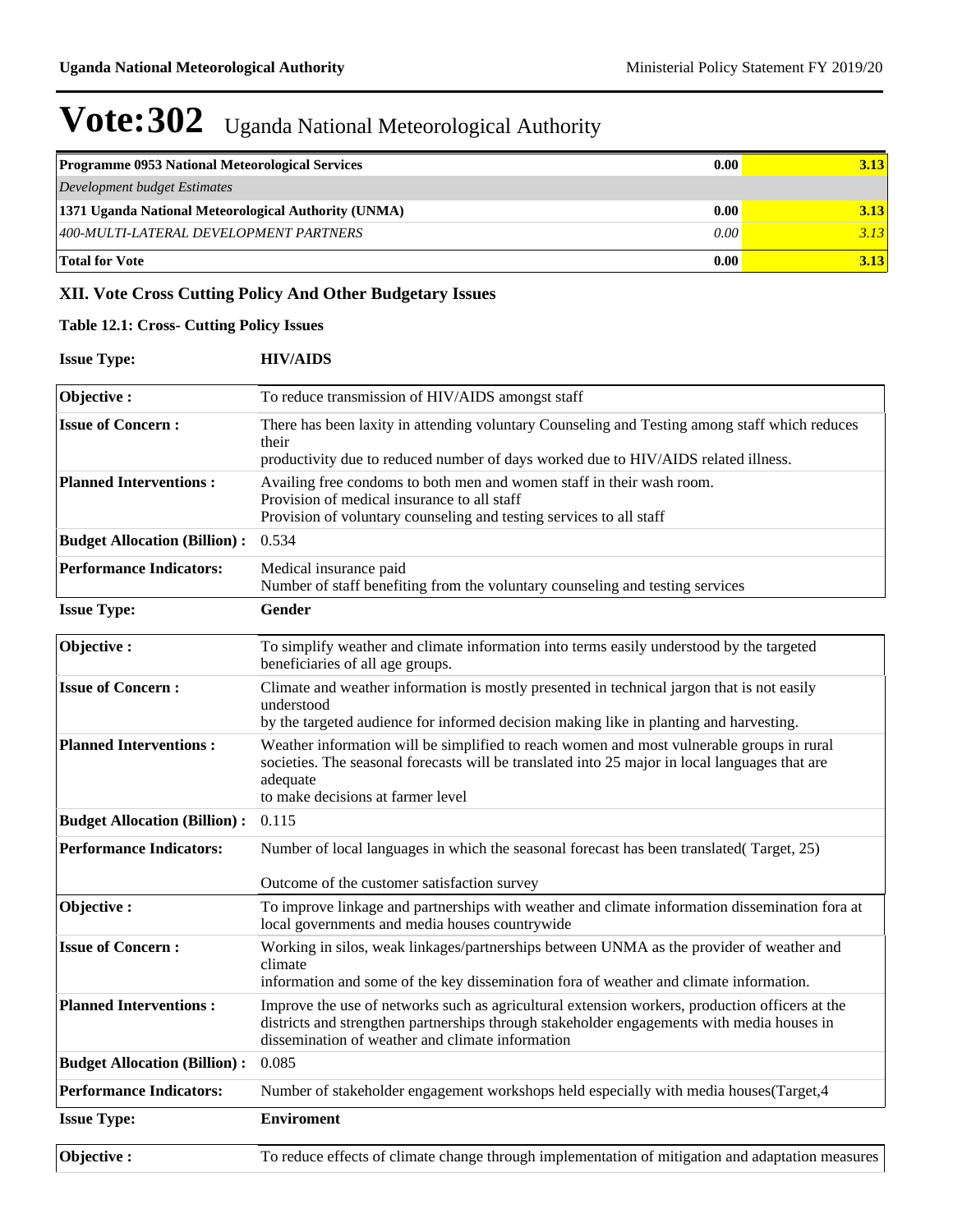# Vote:302 Uganda National Meteorological Authority

| Programme 0953 National Meteorological Services | 0.00 | 3.13 |
|---|---|---|
| *Development budget Estimates* | | |
| **1371 Uganda National Meteorological Authority (UNMA)** | **0.00** | **3.13** |
| *400-MULTI-LATERAL DEVELOPMENT PARTNERS* | *0.00* | *3.13* |
| **Total for Vote** | **0.00** | **3.13** |

## XII. Vote Cross Cutting Policy And Other Budgetary Issues

### Table 12.1: Cross- Cutting Policy Issues

**Issue Type:** **HIV/AIDS**

| | |
|---|---|
| **Objective :** | To reduce transmission of HIV/AIDS amongst staff |
| **Issue of Concern :** | There has been laxity in attending voluntary Counseling and Testing among staff which reduces their productivity due to reduced number of days worked due to HIV/AIDS related illness. |
| **Planned Interventions :** | Availing free condoms to both men and women staff in their wash room. Provision of medical insurance to all staff Provision of voluntary counseling and testing services to all staff |
| **Budget Allocation (Billion) :** | 0.534 |
| **Performance Indicators:** | Medical insurance paid Number of staff benefiting from the voluntary counseling and testing services |

**Issue Type:** **Gender**

| | |
|---|---|
| **Objective :** | To simplify weather and climate information into terms easily understood by the targeted beneficiaries of all age groups. |
| **Issue of Concern :** | Climate and weather information is mostly presented in technical jargon that is not easily understood by the targeted audience for informed decision making like in planting and harvesting. |
| **Planned Interventions :** | Weather information will be simplified to reach women and most vulnerable groups in rural societies. The seasonal forecasts will be translated into 25 major in local languages that are adequate to make decisions at farmer level |
| **Budget Allocation (Billion) :** | 0.115 |
| **Performance Indicators:** | Number of local languages in which the seasonal forecast has been translated( Target, 25) Outcome of the customer satisfaction survey |
| **Objective :** | To improve linkage and partnerships with weather and climate information dissemination fora at local governments and media houses countrywide |
| **Issue of Concern :** | Working in silos, weak linkages/partnerships between UNMA as the provider of weather and climate information and some of the key dissemination fora of weather and climate information. |
| **Planned Interventions :** | Improve the use of networks such as agricultural extension workers, production officers at the districts and strengthen partnerships through stakeholder engagements with media houses in dissemination of weather and climate information |
| **Budget Allocation (Billion) :** | 0.085 |
| **Performance Indicators:** | Number of stakeholder engagement workshops held especially with media houses(Target,4 |

**Issue Type:** **Enviroment**

| | |
|---|---|
| **Objective :** | To reduce effects of climate change through implementation of mitigation and adaptation measures |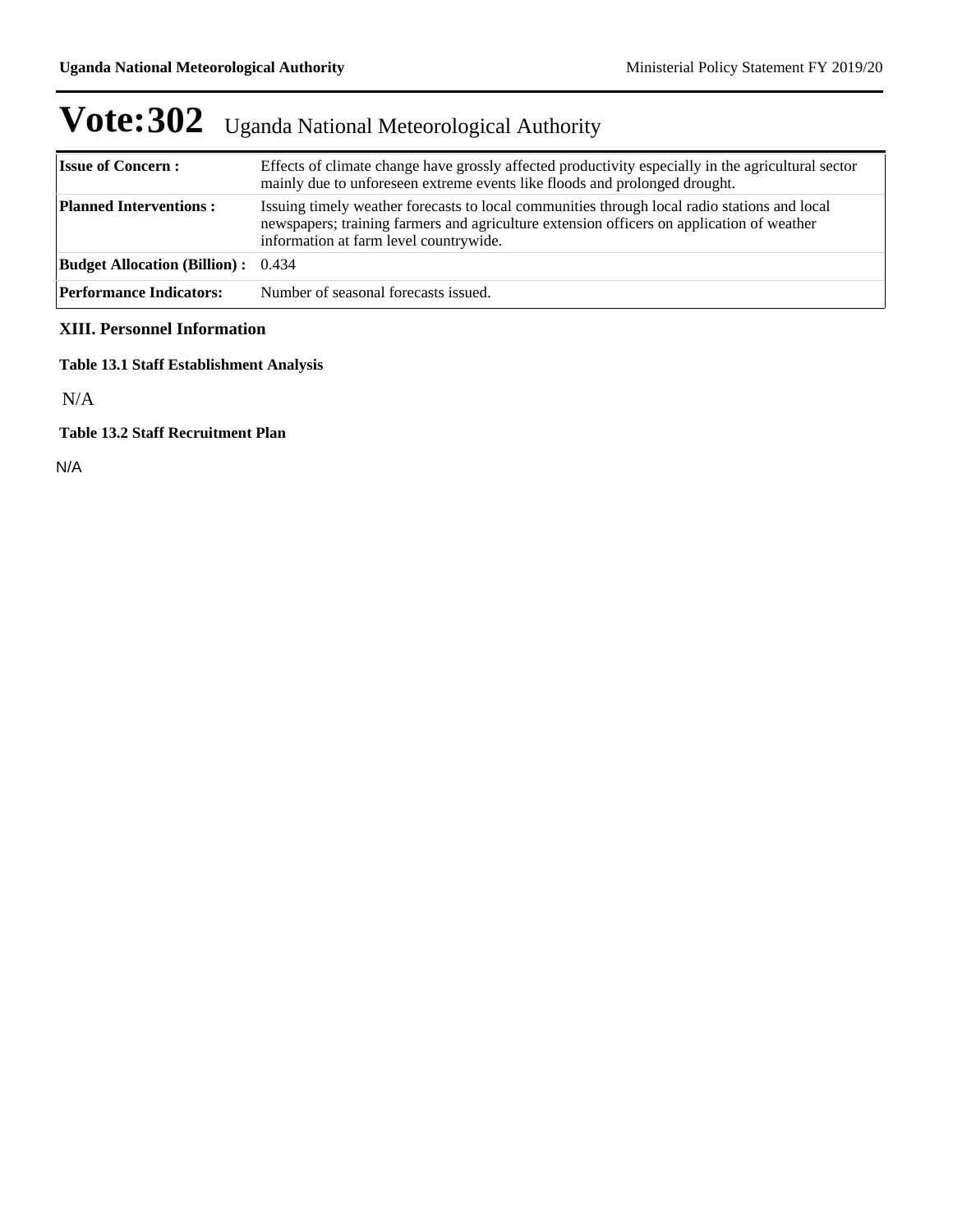# Vote:302 Uganda National Meteorological Authority

| | |
|---|---|
| **Issue of Concern :** | Effects of climate change have grossly affected productivity especially in the agricultural sector mainly due to unforeseen extreme events like floods and prolonged drought. |
| **Planned Interventions :** | Issuing timely weather forecasts to local communities through local radio stations and local newspapers; training farmers and agriculture extension officers on application of weather information at farm level countrywide. |
| **Budget Allocation (Billion) :** | 0.434 |
| **Performance Indicators:** | Number of seasonal forecasts issued. |

## XIII. Personnel Information

### Table 13.1 Staff Establishment Analysis

N/A

### Table 13.2 Staff Recruitment Plan

N/A